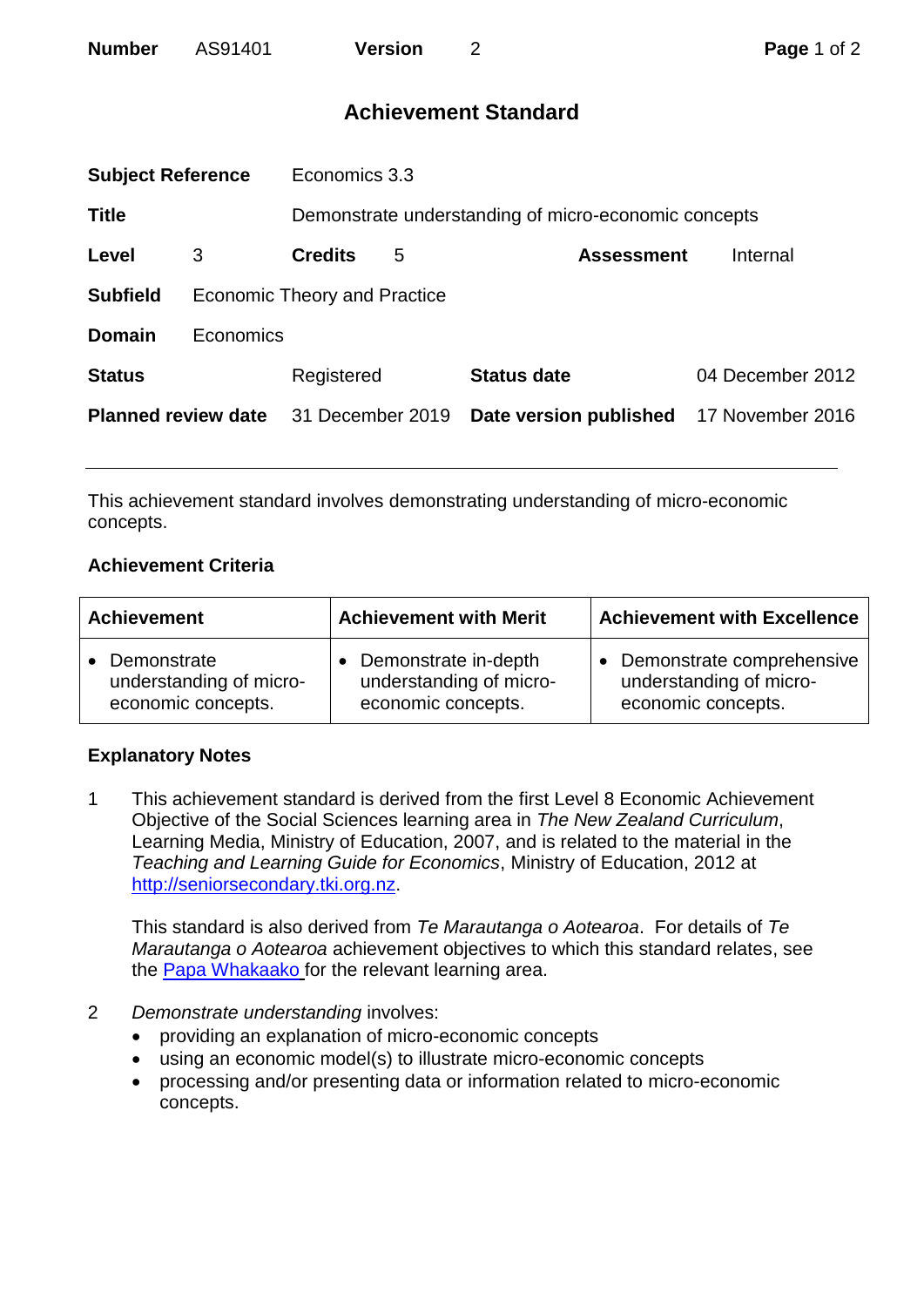| **Number** | AS91401 | **Version** | 2 |
|---|---|---|---|

# Achievement Standard

| | | | |
|---|---|---|---|
| **Subject Reference** | Economics 3.3 | | |
| **Title** | Demonstrate understanding of micro-economic concepts | | |
| **Level** 3 | **Credits** 5 | **Assessment** | Internal |
| **Subfield** | Economic Theory and Practice | | |
| **Domain** | Economics | | |
| **Status** | Registered | **Status date** | 04 December 2012 |
| **Planned review date** | 31 December 2019 | **Date version published** | 17 November 2016 |

This achievement standard involves demonstrating understanding of micro-economic concepts.

### Achievement Criteria

| Achievement | Achievement with Merit | Achievement with Excellence |
|---|---|---|
| • Demonstrate understanding of micro-economic concepts. | • Demonstrate in-depth understanding of micro-economic concepts. | • Demonstrate comprehensive understanding of micro-economic concepts. |

### Explanatory Notes

1. This achievement standard is derived from the first Level 8 Economic Achievement Objective of the Social Sciences learning area in *The New Zealand Curriculum*, Learning Media, Ministry of Education, 2007, and is related to the material in the *Teaching and Learning Guide for Economics*, Ministry of Education, 2012 at http://seniorsecondary.tki.org.nz.

   This standard is also derived from *Te Marautanga o Aotearoa*. For details of *Te Marautanga o Aotearoa* achievement objectives to which this standard relates, see the Papa Whakaako for the relevant learning area.

2. *Demonstrate understanding* involves:
   - providing an explanation of micro-economic concepts
   - using an economic model(s) to illustrate micro-economic concepts
   - processing and/or presenting data or information related to micro-economic concepts.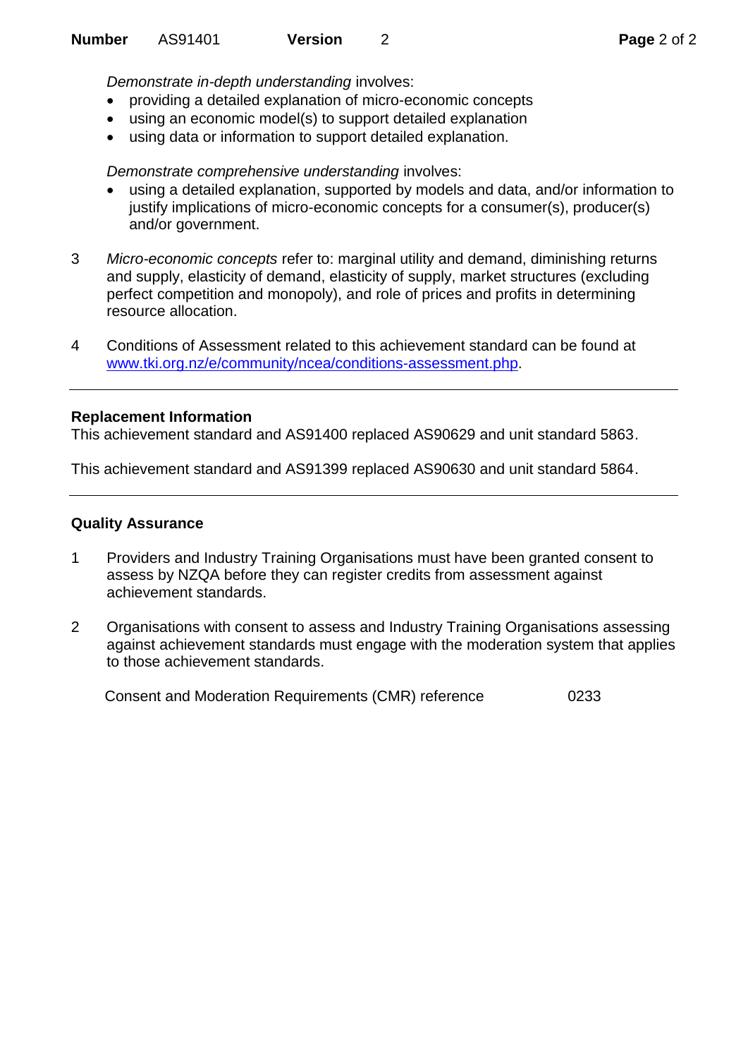*Demonstrate in-depth understanding* involves:

- providing a detailed explanation of micro-economic concepts
- using an economic model(s) to support detailed explanation
- using data or information to support detailed explanation.

*Demonstrate comprehensive understanding* involves:

- using a detailed explanation, supported by models and data, and/or information to justify implications of micro-economic concepts for a consumer(s), producer(s) and/or government.

3 *Micro-economic concepts* refer to: marginal utility and demand, diminishing returns and supply, elasticity of demand, elasticity of supply, market structures (excluding perfect competition and monopoly), and role of prices and profits in determining resource allocation.

4 Conditions of Assessment related to this achievement standard can be found at www.tki.org.nz/e/community/ncea/conditions-assessment.php.

---

**Replacement Information**

This achievement standard and AS91400 replaced AS90629 and unit standard 5863.

This achievement standard and AS91399 replaced AS90630 and unit standard 5864.

---

**Quality Assurance**

1 Providers and Industry Training Organisations must have been granted consent to assess by NZQA before they can register credits from assessment against achievement standards.

2 Organisations with consent to assess and Industry Training Organisations assessing against achievement standards must engage with the moderation system that applies to those achievement standards.

Consent and Moderation Requirements (CMR) reference 0233